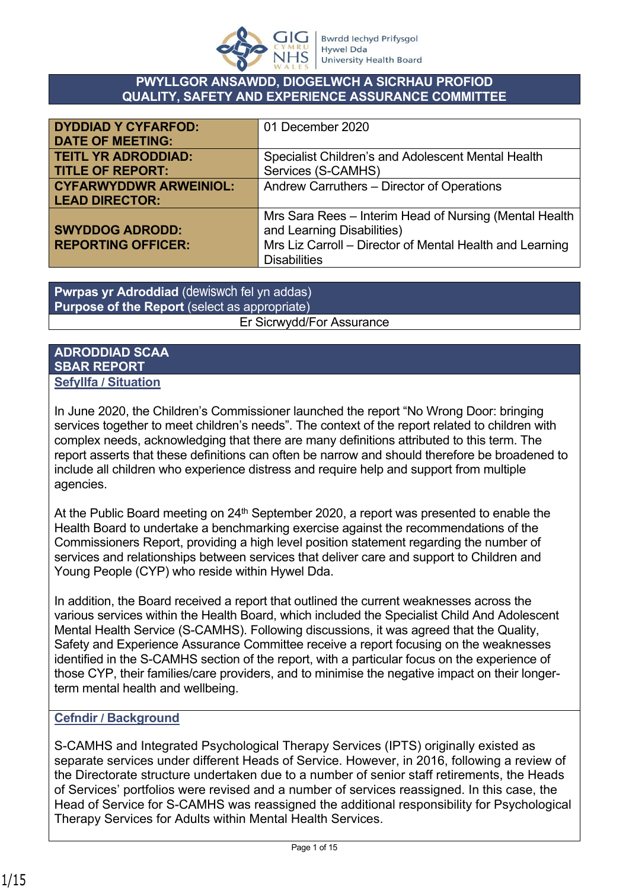# PWYLLGOR ANSAWDD, DIOGELWCH A SICRHAU PROFIOD
# QUALITY, SAFETY AND EXPERIENCE ASSURANCE COMMITTEE

| | |
|---|---|
| **DYDDIAD Y CYFARFOD: DATE OF MEETING:** | 01 December 2020 |
| **TEITL YR ADRODDIAD: TITLE OF REPORT:** | Specialist Children's and Adolescent Mental Health Services (S-CAMHS) |
| **CYFARWYDDWR ARWEINIOL: LEAD DIRECTOR:** | Andrew Carruthers – Director of Operations |
| **SWYDDOG ADRODD: REPORTING OFFICER:** | Mrs Sara Rees – Interim Head of Nursing (Mental Health and Learning Disabilities)<br>Mrs Liz Carroll – Director of Mental Health and Learning Disabilities |

| **Pwrpas yr Adroddiad** (dewiswch fel yn addas)<br>**Purpose of the Report** (select as appropriate) |
|---|
| Er Sicrwydd/For Assurance |

## ADRODDIAD SCAA
## SBAR REPORT

### Sefyllfa / Situation

In June 2020, the Children's Commissioner launched the report "No Wrong Door: bringing services together to meet children's needs". The context of the report related to children with complex needs, acknowledging that there are many definitions attributed to this term. The report asserts that these definitions can often be narrow and should therefore be broadened to include all children who experience distress and require help and support from multiple agencies.

At the Public Board meeting on 24th September 2020, a report was presented to enable the Health Board to undertake a benchmarking exercise against the recommendations of the Commissioners Report, providing a high level position statement regarding the number of services and relationships between services that deliver care and support to Children and Young People (CYP) who reside within Hywel Dda.

In addition, the Board received a report that outlined the current weaknesses across the various services within the Health Board, which included the Specialist Child And Adolescent Mental Health Service (S-CAMHS). Following discussions, it was agreed that the Quality, Safety and Experience Assurance Committee receive a report focusing on the weaknesses identified in the S-CAMHS section of the report, with a particular focus on the experience of those CYP, their families/care providers, and to minimise the negative impact on their longer-term mental health and wellbeing.

### Cefndir / Background

S-CAMHS and Integrated Psychological Therapy Services (IPTS) originally existed as separate services under different Heads of Service. However, in 2016, following a review of the Directorate structure undertaken due to a number of senior staff retirements, the Heads of Services' portfolios were revised and a number of services reassigned. In this case, the Head of Service for S-CAMHS was reassigned the additional responsibility for Psychological Therapy Services for Adults within Mental Health Services.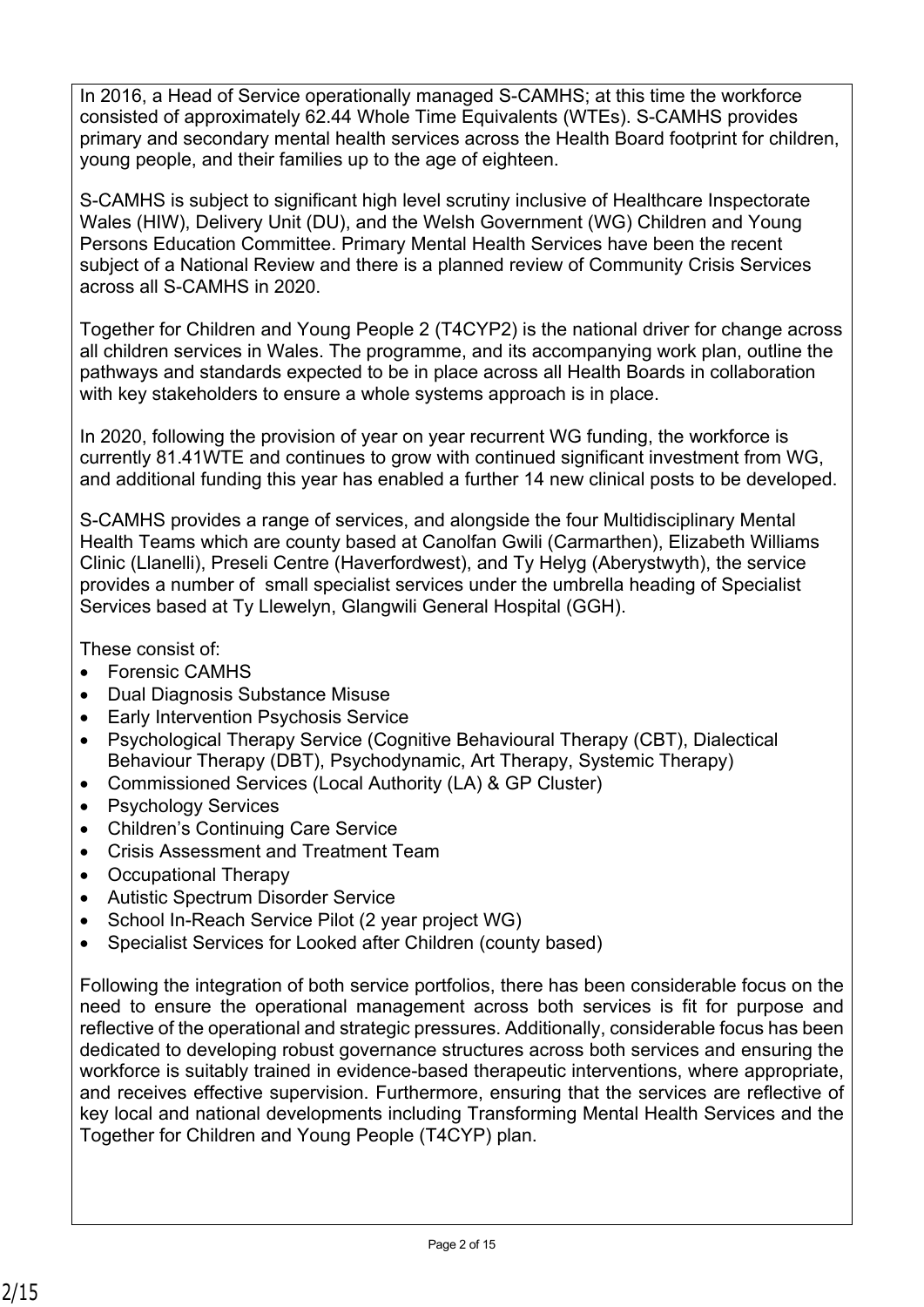In 2016, a Head of Service operationally managed S-CAMHS; at this time the workforce consisted of approximately 62.44 Whole Time Equivalents (WTEs). S-CAMHS provides primary and secondary mental health services across the Health Board footprint for children, young people, and their families up to the age of eighteen.

S-CAMHS is subject to significant high level scrutiny inclusive of Healthcare Inspectorate Wales (HIW), Delivery Unit (DU), and the Welsh Government (WG) Children and Young Persons Education Committee. Primary Mental Health Services have been the recent subject of a National Review and there is a planned review of Community Crisis Services across all S-CAMHS in 2020.

Together for Children and Young People 2 (T4CYP2) is the national driver for change across all children services in Wales. The programme, and its accompanying work plan, outline the pathways and standards expected to be in place across all Health Boards in collaboration with key stakeholders to ensure a whole systems approach is in place.

In 2020, following the provision of year on year recurrent WG funding, the workforce is currently 81.41WTE and continues to grow with continued significant investment from WG, and additional funding this year has enabled a further 14 new clinical posts to be developed.

S-CAMHS provides a range of services, and alongside the four Multidisciplinary Mental Health Teams which are county based at Canolfan Gwili (Carmarthen), Elizabeth Williams Clinic (Llanelli), Preseli Centre (Haverfordwest), and Ty Helyg (Aberystwyth), the service provides a number of small specialist services under the umbrella heading of Specialist Services based at Ty Llewelyn, Glangwili General Hospital (GGH).

These consist of:

- Forensic CAMHS
- Dual Diagnosis Substance Misuse
- Early Intervention Psychosis Service
- Psychological Therapy Service (Cognitive Behavioural Therapy (CBT), Dialectical Behaviour Therapy (DBT), Psychodynamic, Art Therapy, Systemic Therapy)
- Commissioned Services (Local Authority (LA) & GP Cluster)
- Psychology Services
- Children's Continuing Care Service
- Crisis Assessment and Treatment Team
- Occupational Therapy
- Autistic Spectrum Disorder Service
- School In-Reach Service Pilot (2 year project WG)
- Specialist Services for Looked after Children (county based)

Following the integration of both service portfolios, there has been considerable focus on the need to ensure the operational management across both services is fit for purpose and reflective of the operational and strategic pressures. Additionally, considerable focus has been dedicated to developing robust governance structures across both services and ensuring the workforce is suitably trained in evidence-based therapeutic interventions, where appropriate, and receives effective supervision. Furthermore, ensuring that the services are reflective of key local and national developments including Transforming Mental Health Services and the Together for Children and Young People (T4CYP) plan.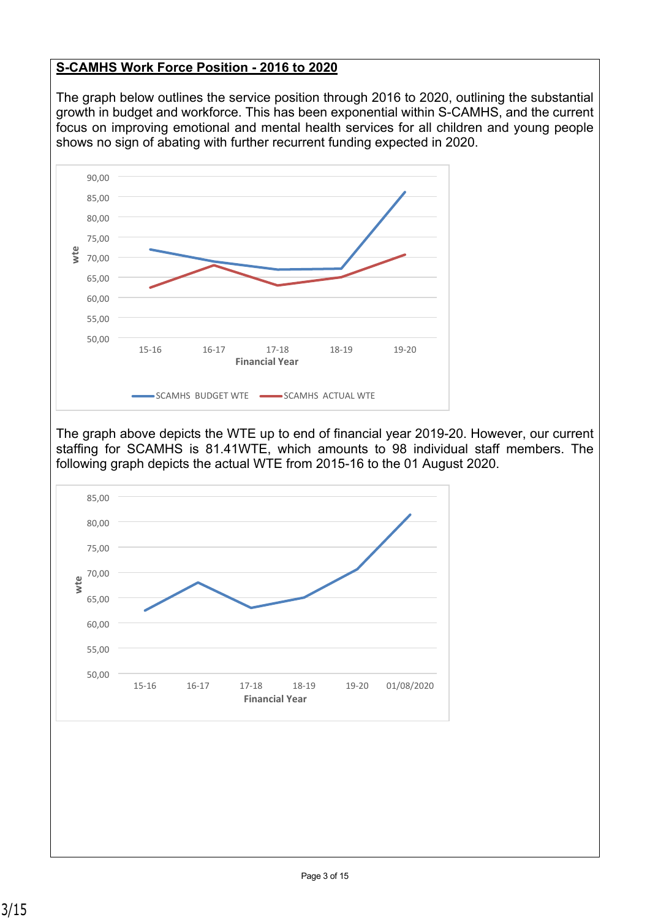**S-CAMHS Work Force Position - 2016 to 2020**

The graph below outlines the service position through 2016 to 2020, outlining the substantial growth in budget and workforce. This has been exponential within S-CAMHS, and the current focus on improving emotional and mental health services for all children and young people shows no sign of abating with further recurrent funding expected in 2020.

The graph above depicts the WTE up to end of financial year 2019-20. However, our current staffing for SCAMHS is 81.41WTE, which amounts to 98 individual staff members. The following graph depicts the actual WTE from 2015-16 to the 01 August 2020.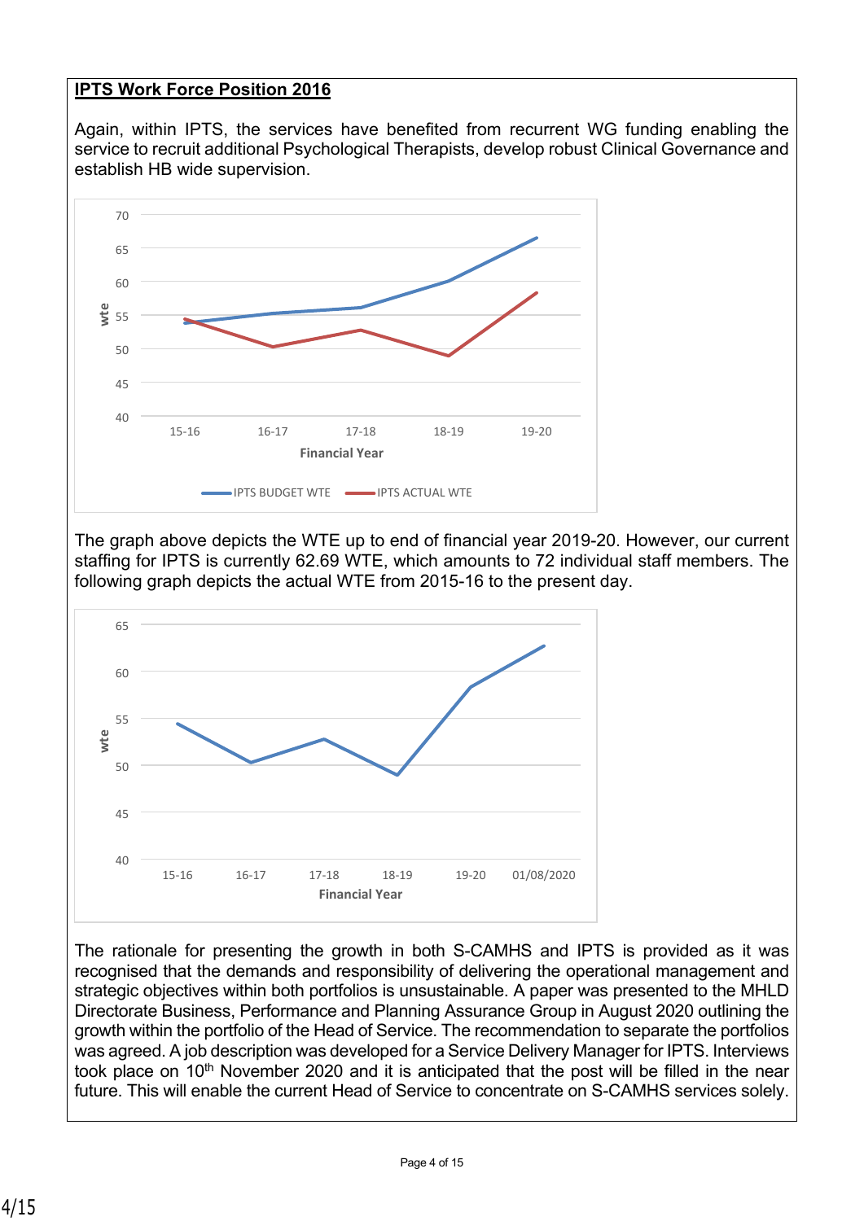**IPTS Work Force Position 2016**

Again, within IPTS, the services have benefited from recurrent WG funding enabling the service to recruit additional Psychological Therapists, develop robust Clinical Governance and establish HB wide supervision.

The graph above depicts the WTE up to end of financial year 2019-20. However, our current staffing for IPTS is currently 62.69 WTE, which amounts to 72 individual staff members. The following graph depicts the actual WTE from 2015-16 to the present day.

The rationale for presenting the growth in both S-CAMHS and IPTS is provided as it was recognised that the demands and responsibility of delivering the operational management and strategic objectives within both portfolios is unsustainable. A paper was presented to the MHLD Directorate Business, Performance and Planning Assurance Group in August 2020 outlining the growth within the portfolio of the Head of Service. The recommendation to separate the portfolios was agreed. A job description was developed for a Service Delivery Manager for IPTS. Interviews took place on 10th November 2020 and it is anticipated that the post will be filled in the near future. This will enable the current Head of Service to concentrate on S-CAMHS services solely.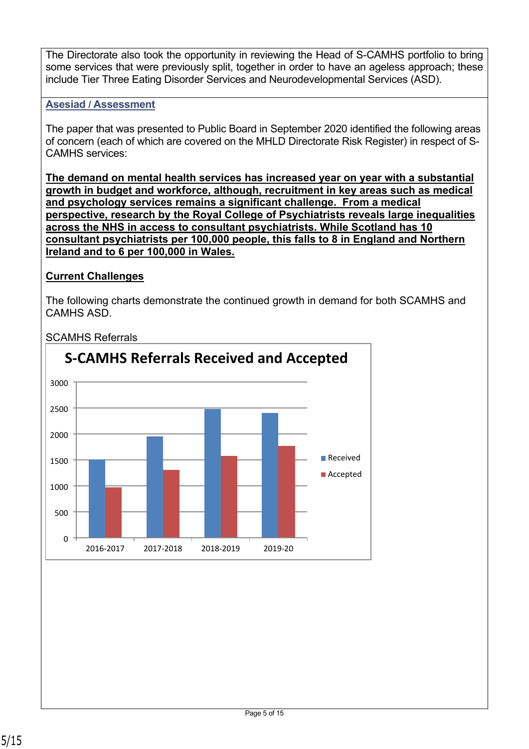The Directorate also took the opportunity in reviewing the Head of S-CAMHS portfolio to bring some services that were previously split, together in order to have an ageless approach; these include Tier Three Eating Disorder Services and Neurodevelopmental Services (ASD).

## Asesiad / Assessment

The paper that was presented to Public Board in September 2020 identified the following areas of concern (each of which are covered on the MHLD Directorate Risk Register) in respect of S-CAMHS services:

**The demand on mental health services has increased year on year with a substantial growth in budget and workforce, although, recruitment in key areas such as medical and psychology services remains a significant challenge. From a medical perspective, research by the Royal College of Psychiatrists reveals large inequalities across the NHS in access to consultant psychiatrists. While Scotland has 10 consultant psychiatrists per 100,000 people, this falls to 8 in England and Northern Ireland and to 6 per 100,000 in Wales.**

**Current Challenges**

The following charts demonstrate the continued growth in demand for both SCAMHS and CAMHS ASD.

SCAMHS Referrals

**S-CAMHS Referrals Received and Accepted**

| Year | Received | Accepted |
|---|---|---|
| 2016-2017 | ~1500 | ~980 |
| 2017-2018 | ~1950 | ~1300 |
| 2018-2019 | ~2480 | ~1570 |
| 2019-20 | ~2400 | ~1770 |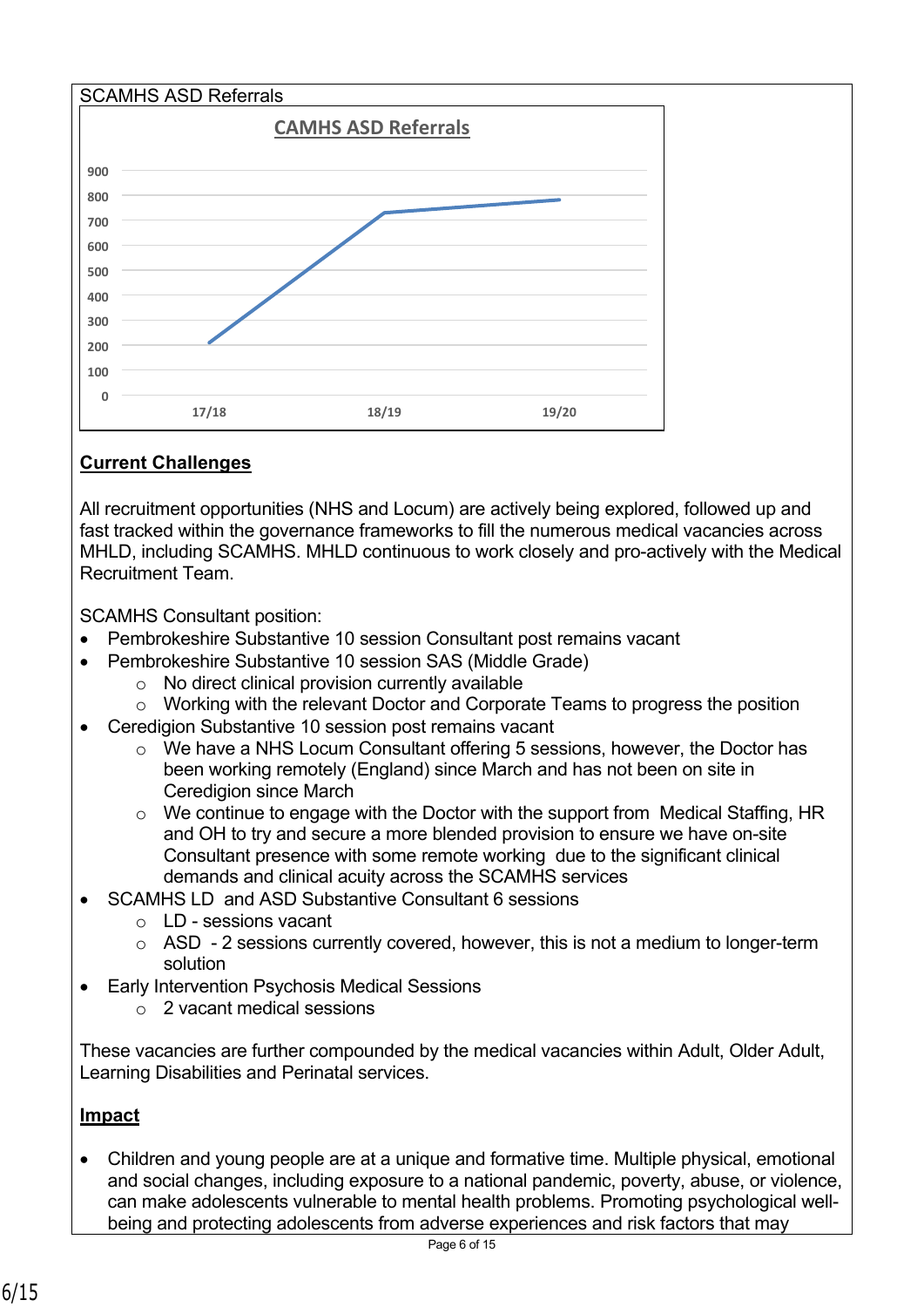SCAMHS ASD Referrals

CAMHS ASD Referrals

| | 17/18 | 18/19 | 19/20 |
|---|---|---|---|
| CAMHS ASD Referrals | ~210 | ~730 | ~780 |

**Current Challenges**

All recruitment opportunities (NHS and Locum) are actively being explored, followed up and fast tracked within the governance frameworks to fill the numerous medical vacancies across MHLD, including SCAMHS. MHLD continuous to work closely and pro-actively with the Medical Recruitment Team.

SCAMHS Consultant position:

- Pembrokeshire Substantive 10 session Consultant post remains vacant
- Pembrokeshire Substantive 10 session SAS (Middle Grade)
    - No direct clinical provision currently available
    - Working with the relevant Doctor and Corporate Teams to progress the position
- Ceredigion Substantive 10 session post remains vacant
    - We have a NHS Locum Consultant offering 5 sessions, however, the Doctor has been working remotely (England) since March and has not been on site in Ceredigion since March
    - We continue to engage with the Doctor with the support from Medical Staffing, HR and OH to try and secure a more blended provision to ensure we have on-site Consultant presence with some remote working due to the significant clinical demands and clinical acuity across the SCAMHS services
- SCAMHS LD and ASD Substantive Consultant 6 sessions
    - LD - sessions vacant
    - ASD - 2 sessions currently covered, however, this is not a medium to longer-term solution
- Early Intervention Psychosis Medical Sessions
    - 2 vacant medical sessions

These vacancies are further compounded by the medical vacancies within Adult, Older Adult, Learning Disabilities and Perinatal services.

**Impact**

- Children and young people are at a unique and formative time. Multiple physical, emotional and social changes, including exposure to a national pandemic, poverty, abuse, or violence, can make adolescents vulnerable to mental health problems. Promoting psychological well-being and protecting adolescents from adverse experiences and risk factors that may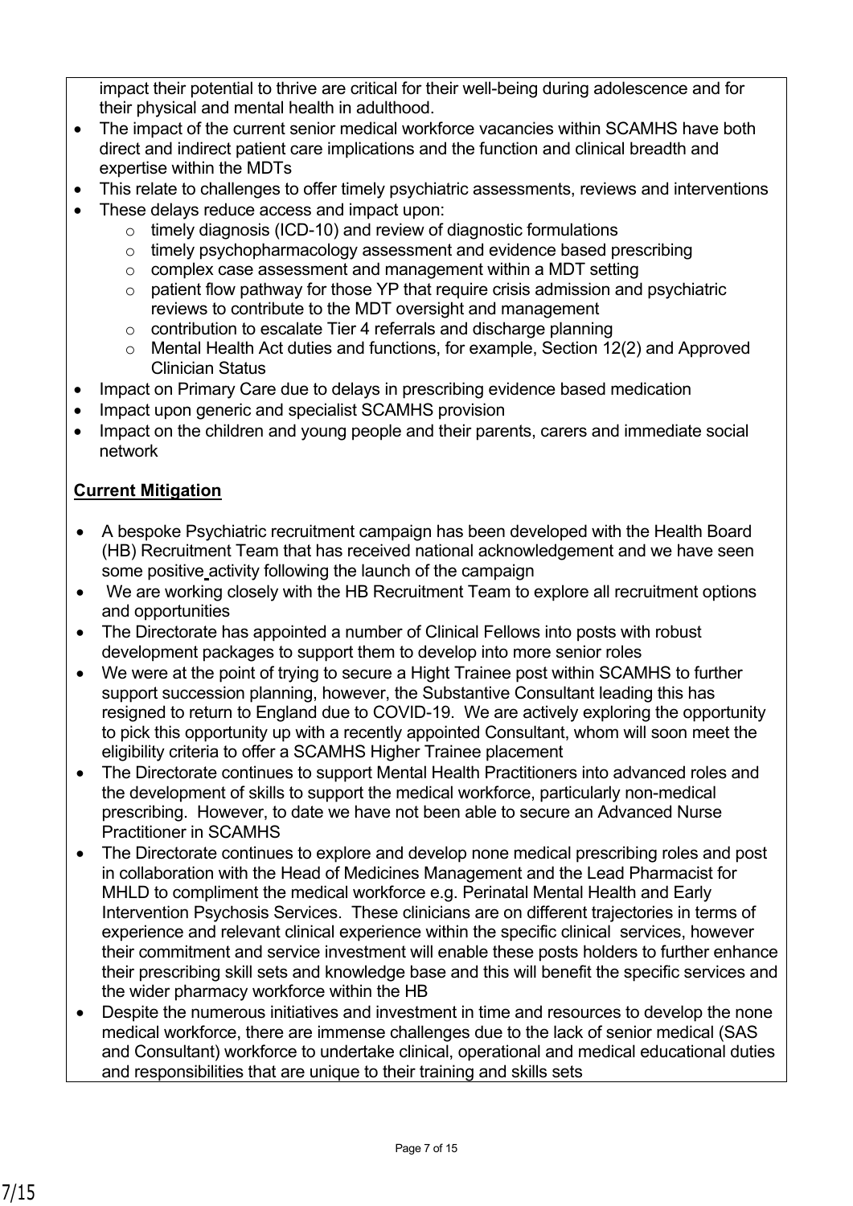impact their potential to thrive are critical for their well-being during adolescence and for their physical and mental health in adulthood.

- The impact of the current senior medical workforce vacancies within SCAMHS have both direct and indirect patient care implications and the function and clinical breadth and expertise within the MDTs
- This relate to challenges to offer timely psychiatric assessments, reviews and interventions
- These delays reduce access and impact upon:
  - timely diagnosis (ICD-10) and review of diagnostic formulations
  - timely psychopharmacology assessment and evidence based prescribing
  - complex case assessment and management within a MDT setting
  - patient flow pathway for those YP that require crisis admission and psychiatric reviews to contribute to the MDT oversight and management
  - contribution to escalate Tier 4 referrals and discharge planning
  - Mental Health Act duties and functions, for example, Section 12(2) and Approved Clinician Status
- Impact on Primary Care due to delays in prescribing evidence based medication
- Impact upon generic and specialist SCAMHS provision
- Impact on the children and young people and their parents, carers and immediate social network

**Current Mitigation**

- A bespoke Psychiatric recruitment campaign has been developed with the Health Board (HB) Recruitment Team that has received national acknowledgement and we have seen some positive activity following the launch of the campaign
- We are working closely with the HB Recruitment Team to explore all recruitment options and opportunities
- The Directorate has appointed a number of Clinical Fellows into posts with robust development packages to support them to develop into more senior roles
- We were at the point of trying to secure a Hight Trainee post within SCAMHS to further support succession planning, however, the Substantive Consultant leading this has resigned to return to England due to COVID-19. We are actively exploring the opportunity to pick this opportunity up with a recently appointed Consultant, whom will soon meet the eligibility criteria to offer a SCAMHS Higher Trainee placement
- The Directorate continues to support Mental Health Practitioners into advanced roles and the development of skills to support the medical workforce, particularly non-medical prescribing. However, to date we have not been able to secure an Advanced Nurse Practitioner in SCAMHS
- The Directorate continues to explore and develop none medical prescribing roles and post in collaboration with the Head of Medicines Management and the Lead Pharmacist for MHLD to compliment the medical workforce e.g. Perinatal Mental Health and Early Intervention Psychosis Services. These clinicians are on different trajectories in terms of experience and relevant clinical experience within the specific clinical services, however their commitment and service investment will enable these posts holders to further enhance their prescribing skill sets and knowledge base and this will benefit the specific services and the wider pharmacy workforce within the HB
- Despite the numerous initiatives and investment in time and resources to develop the none medical workforce, there are immense challenges due to the lack of senior medical (SAS and Consultant) workforce to undertake clinical, operational and medical educational duties and responsibilities that are unique to their training and skills sets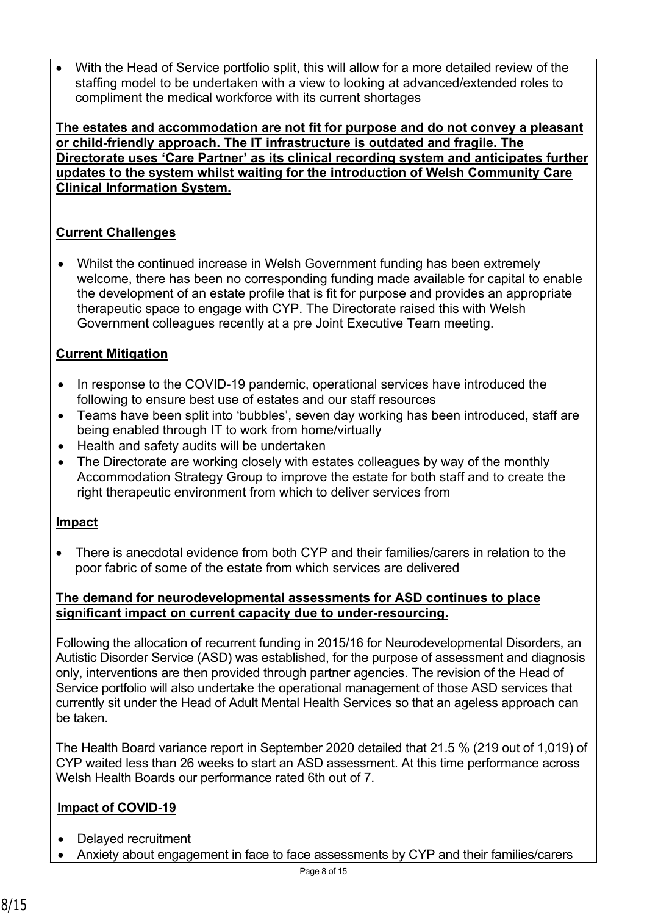- With the Head of Service portfolio split, this will allow for a more detailed review of the staffing model to be undertaken with a view to looking at advanced/extended roles to compliment the medical workforce with its current shortages

**The estates and accommodation are not fit for purpose and do not convey a pleasant or child-friendly approach. The IT infrastructure is outdated and fragile. The Directorate uses 'Care Partner' as its clinical recording system and anticipates further updates to the system whilst waiting for the introduction of Welsh Community Care Clinical Information System.**

**Current Challenges**

- Whilst the continued increase in Welsh Government funding has been extremely welcome, there has been no corresponding funding made available for capital to enable the development of an estate profile that is fit for purpose and provides an appropriate therapeutic space to engage with CYP. The Directorate raised this with Welsh Government colleagues recently at a pre Joint Executive Team meeting.

**Current Mitigation**

- In response to the COVID-19 pandemic, operational services have introduced the following to ensure best use of estates and our staff resources
- Teams have been split into 'bubbles', seven day working has been introduced, staff are being enabled through IT to work from home/virtually
- Health and safety audits will be undertaken
- The Directorate are working closely with estates colleagues by way of the monthly Accommodation Strategy Group to improve the estate for both staff and to create the right therapeutic environment from which to deliver services from

**Impact**

- There is anecdotal evidence from both CYP and their families/carers in relation to the poor fabric of some of the estate from which services are delivered

**The demand for neurodevelopmental assessments for ASD continues to place significant impact on current capacity due to under-resourcing.**

Following the allocation of recurrent funding in 2015/16 for Neurodevelopmental Disorders, an Autistic Disorder Service (ASD) was established, for the purpose of assessment and diagnosis only, interventions are then provided through partner agencies. The revision of the Head of Service portfolio will also undertake the operational management of those ASD services that currently sit under the Head of Adult Mental Health Services so that an ageless approach can be taken.

The Health Board variance report in September 2020 detailed that 21.5 % (219 out of 1,019) of CYP waited less than 26 weeks to start an ASD assessment. At this time performance across Welsh Health Boards our performance rated 6th out of 7.

**Impact of COVID-19**

- Delayed recruitment
- Anxiety about engagement in face to face assessments by CYP and their families/carers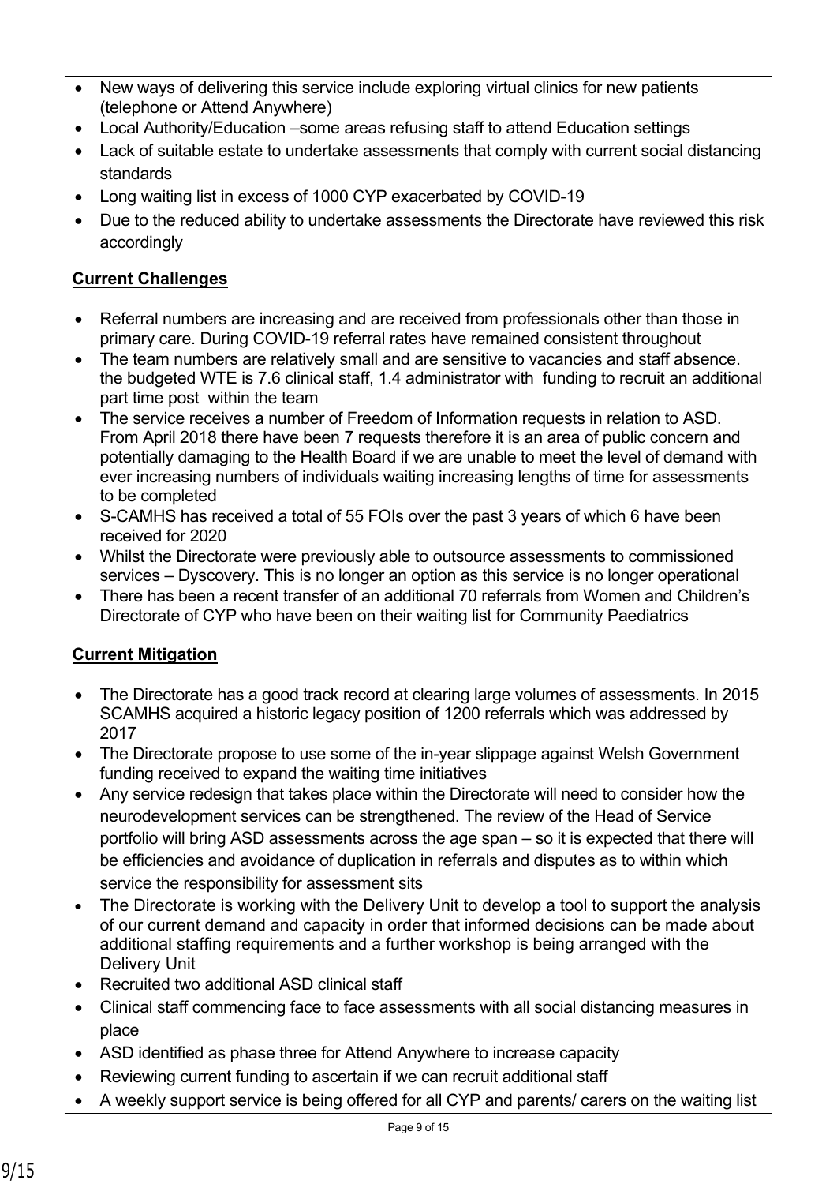- New ways of delivering this service include exploring virtual clinics for new patients (telephone or Attend Anywhere)
- Local Authority/Education –some areas refusing staff to attend Education settings
- Lack of suitable estate to undertake assessments that comply with current social distancing standards
- Long waiting list in excess of 1000 CYP exacerbated by COVID-19
- Due to the reduced ability to undertake assessments the Directorate have reviewed this risk accordingly

**Current Challenges**

- Referral numbers are increasing and are received from professionals other than those in primary care. During COVID-19 referral rates have remained consistent throughout
- The team numbers are relatively small and are sensitive to vacancies and staff absence. the budgeted WTE is 7.6 clinical staff, 1.4 administrator with funding to recruit an additional part time post within the team
- The service receives a number of Freedom of Information requests in relation to ASD. From April 2018 there have been 7 requests therefore it is an area of public concern and potentially damaging to the Health Board if we are unable to meet the level of demand with ever increasing numbers of individuals waiting increasing lengths of time for assessments to be completed
- S-CAMHS has received a total of 55 FOIs over the past 3 years of which 6 have been received for 2020
- Whilst the Directorate were previously able to outsource assessments to commissioned services – Dyscovery. This is no longer an option as this service is no longer operational
- There has been a recent transfer of an additional 70 referrals from Women and Children's Directorate of CYP who have been on their waiting list for Community Paediatrics

**Current Mitigation**

- The Directorate has a good track record at clearing large volumes of assessments. In 2015 SCAMHS acquired a historic legacy position of 1200 referrals which was addressed by 2017
- The Directorate propose to use some of the in-year slippage against Welsh Government funding received to expand the waiting time initiatives
- Any service redesign that takes place within the Directorate will need to consider how the neurodevelopment services can be strengthened. The review of the Head of Service portfolio will bring ASD assessments across the age span – so it is expected that there will be efficiencies and avoidance of duplication in referrals and disputes as to within which service the responsibility for assessment sits
- The Directorate is working with the Delivery Unit to develop a tool to support the analysis of our current demand and capacity in order that informed decisions can be made about additional staffing requirements and a further workshop is being arranged with the Delivery Unit
- Recruited two additional ASD clinical staff
- Clinical staff commencing face to face assessments with all social distancing measures in place
- ASD identified as phase three for Attend Anywhere to increase capacity
- Reviewing current funding to ascertain if we can recruit additional staff
- A weekly support service is being offered for all CYP and parents/ carers on the waiting list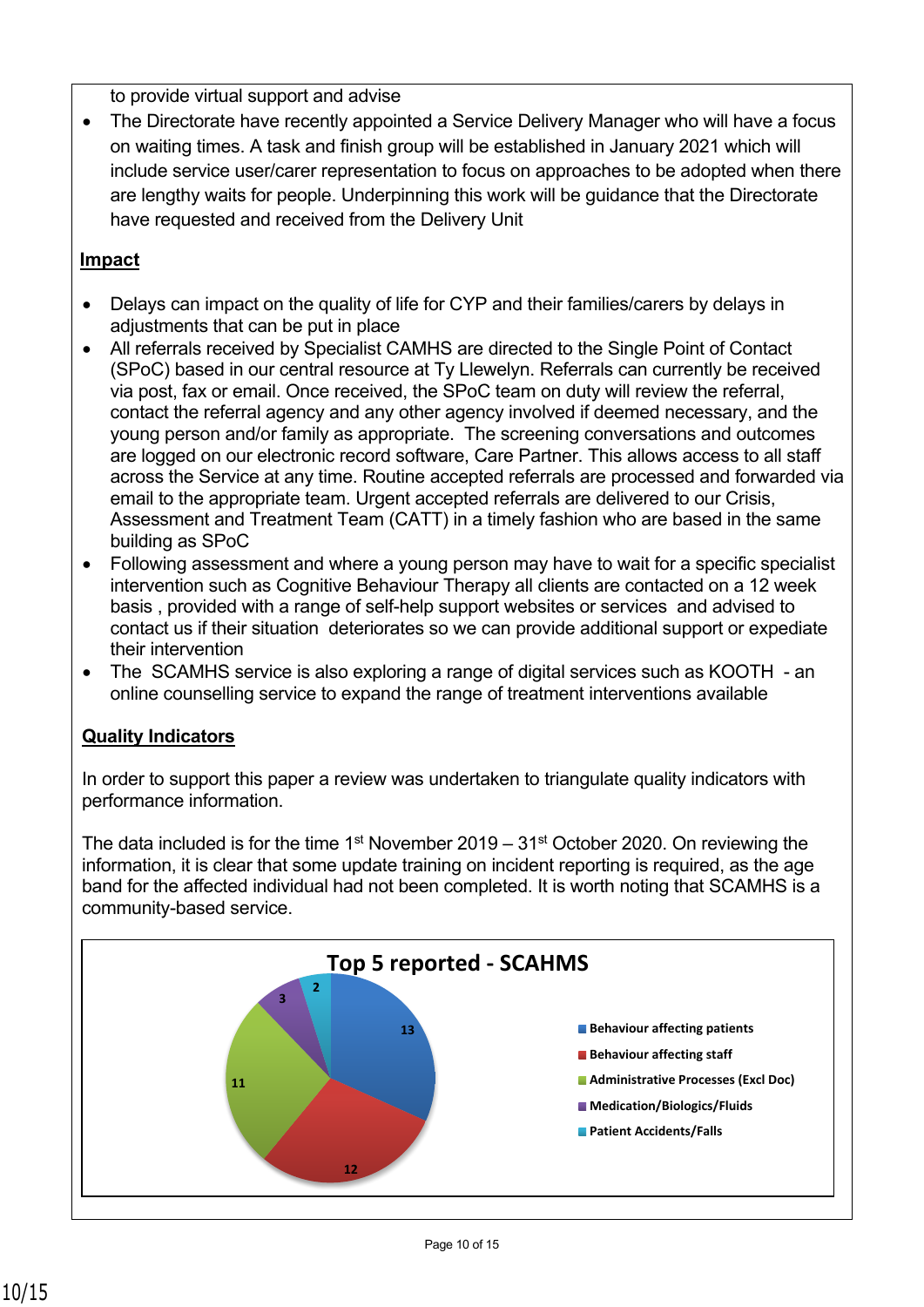to provide virtual support and advise

- The Directorate have recently appointed a Service Delivery Manager who will have a focus on waiting times. A task and finish group will be established in January 2021 which will include service user/carer representation to focus on approaches to be adopted when there are lengthy waits for people. Underpinning this work will be guidance that the Directorate have requested and received from the Delivery Unit

**Impact**

- Delays can impact on the quality of life for CYP and their families/carers by delays in adjustments that can be put in place
- All referrals received by Specialist CAMHS are directed to the Single Point of Contact (SPoC) based in our central resource at Ty Llewelyn. Referrals can currently be received via post, fax or email. Once received, the SPoC team on duty will review the referral, contact the referral agency and any other agency involved if deemed necessary, and the young person and/or family as appropriate. The screening conversations and outcomes are logged on our electronic record software, Care Partner. This allows access to all staff across the Service at any time. Routine accepted referrals are processed and forwarded via email to the appropriate team. Urgent accepted referrals are delivered to our Crisis, Assessment and Treatment Team (CATT) in a timely fashion who are based in the same building as SPoC
- Following assessment and where a young person may have to wait for a specific specialist intervention such as Cognitive Behaviour Therapy all clients are contacted on a 12 week basis , provided with a range of self-help support websites or services and advised to contact us if their situation deteriorates so we can provide additional support or expedite their intervention
- The SCAMHS service is also exploring a range of digital services such as KOOTH - an online counselling service to expand the range of treatment interventions available

**Quality Indicators**

In order to support this paper a review was undertaken to triangulate quality indicators with performance information.

The data included is for the time 1st November 2019 – 31st October 2020. On reviewing the information, it is clear that some update training on incident reporting is required, as the age band for the affected individual had not been completed. It is worth noting that SCAMHS is a community-based service.

**Top 5 reported - SCAHMS**

| Category | Number |
| --- | --- |
| Behaviour affecting patients | 13 |
| Behaviour affecting staff | 12 |
| Administrative Processes (Excl Doc) | 11 |
| Medication/Biologics/Fluids | 3 |
| Patient Accidents/Falls | 2 |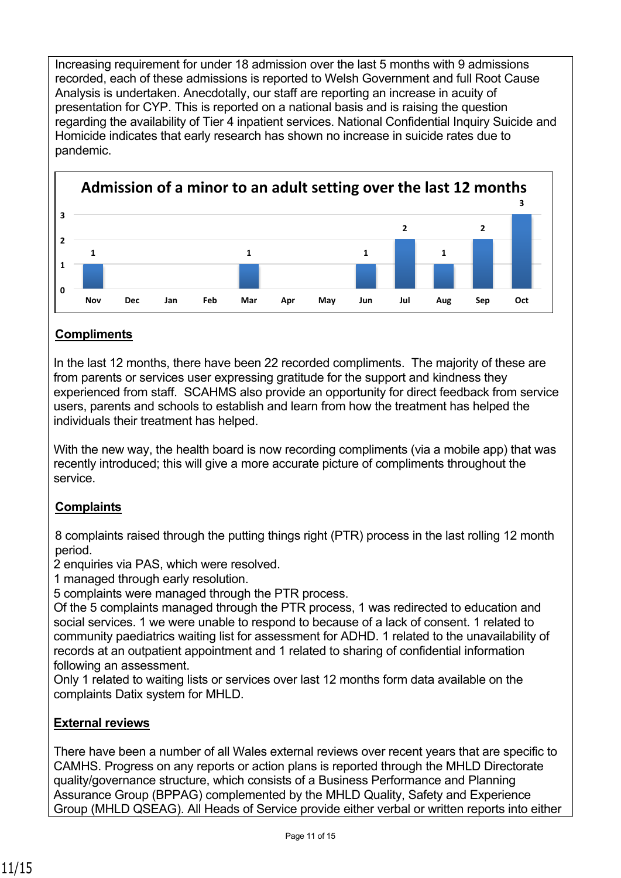Increasing requirement for under 18 admission over the last 5 months with 9 admissions recorded, each of these admissions is reported to Welsh Government and full Root Cause Analysis is undertaken. Anecdotally, our staff are reporting an increase in acuity of presentation for CYP. This is reported on a national basis and is raising the question regarding the availability of Tier 4 inpatient services. National Confidential Inquiry Suicide and Homicide indicates that early research has shown no increase in suicide rates due to pandemic.

**Admission of a minor to an adult setting over the last 12 months**

| Nov | Dec | Jan | Feb | Mar | Apr | May | Jun | Jul | Aug | Sep | Oct |
|---|---|---|---|---|---|---|---|---|---|---|---|
| 1 | | | | 1 | | | 1 | 2 | 1 | 2 | 3 |

**Compliments**

In the last 12 months, there have been 22 recorded compliments. The majority of these are from parents or services user expressing gratitude for the support and kindness they experienced from staff. SCAHMS also provide an opportunity for direct feedback from service users, parents and schools to establish and learn from how the treatment has helped the individuals their treatment has helped.

With the new way, the health board is now recording compliments (via a mobile app) that was recently introduced; this will give a more accurate picture of compliments throughout the service.

**Complaints**

8 complaints raised through the putting things right (PTR) process in the last rolling 12 month period.
2 enquiries via PAS, which were resolved.
1 managed through early resolution.
5 complaints were managed through the PTR process.
Of the 5 complaints managed through the PTR process, 1 was redirected to education and social services. 1 we were unable to respond to because of a lack of consent. 1 related to community paediatrics waiting list for assessment for ADHD. 1 related to the unavailability of records at an outpatient appointment and 1 related to sharing of confidential information following an assessment.
Only 1 related to waiting lists or services over last 12 months form data available on the complaints Datix system for MHLD.

**External reviews**

There have been a number of all Wales external reviews over recent years that are specific to CAMHS. Progress on any reports or action plans is reported through the MHLD Directorate quality/governance structure, which consists of a Business Performance and Planning Assurance Group (BPPAG) complemented by the MHLD Quality, Safety and Experience Group (MHLD QSEAG). All Heads of Service provide either verbal or written reports into either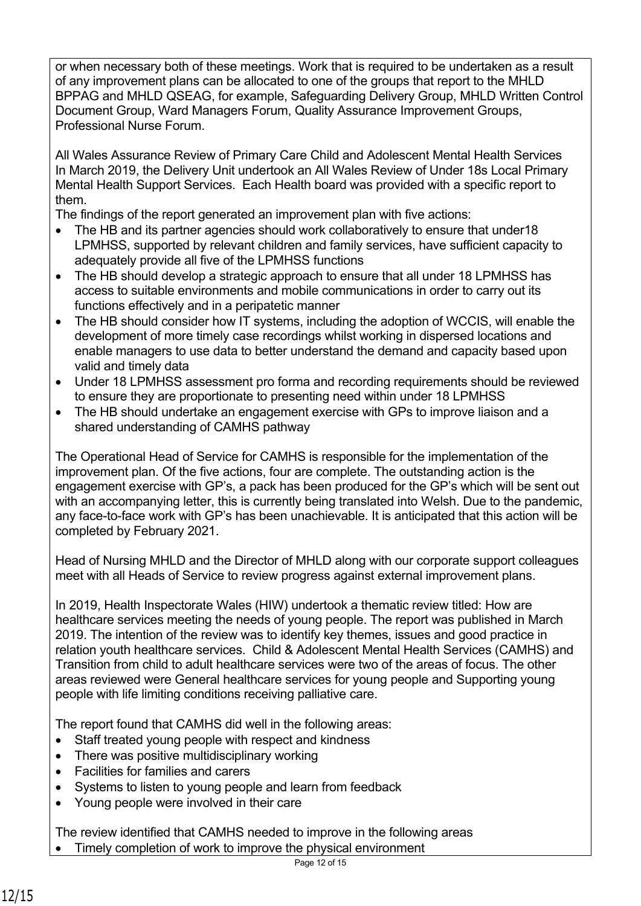or when necessary both of these meetings. Work that is required to be undertaken as a result of any improvement plans can be allocated to one of the groups that report to the MHLD BPPAG and MHLD QSEAG, for example, Safeguarding Delivery Group, MHLD Written Control Document Group, Ward Managers Forum, Quality Assurance Improvement Groups, Professional Nurse Forum.

All Wales Assurance Review of Primary Care Child and Adolescent Mental Health Services
In March 2019, the Delivery Unit undertook an All Wales Review of Under 18s Local Primary Mental Health Support Services. Each Health board was provided with a specific report to them.
The findings of the report generated an improvement plan with five actions:

- The HB and its partner agencies should work collaboratively to ensure that under18 LPMHSS, supported by relevant children and family services, have sufficient capacity to adequately provide all five of the LPMHSS functions
- The HB should develop a strategic approach to ensure that all under 18 LPMHSS has access to suitable environments and mobile communications in order to carry out its functions effectively and in a peripatetic manner
- The HB should consider how IT systems, including the adoption of WCCIS, will enable the development of more timely case recordings whilst working in dispersed locations and enable managers to use data to better understand the demand and capacity based upon valid and timely data
- Under 18 LPMHSS assessment pro forma and recording requirements should be reviewed to ensure they are proportionate to presenting need within under 18 LPMHSS
- The HB should undertake an engagement exercise with GPs to improve liaison and a shared understanding of CAMHS pathway

The Operational Head of Service for CAMHS is responsible for the implementation of the improvement plan. Of the five actions, four are complete. The outstanding action is the engagement exercise with GP's, a pack has been produced for the GP's which will be sent out with an accompanying letter, this is currently being translated into Welsh. Due to the pandemic, any face-to-face work with GP's has been unachievable. It is anticipated that this action will be completed by February 2021.

Head of Nursing MHLD and the Director of MHLD along with our corporate support colleagues meet with all Heads of Service to review progress against external improvement plans.

In 2019, Health Inspectorate Wales (HIW) undertook a thematic review titled: How are healthcare services meeting the needs of young people. The report was published in March 2019. The intention of the review was to identify key themes, issues and good practice in relation youth healthcare services. Child & Adolescent Mental Health Services (CAMHS) and Transition from child to adult healthcare services were two of the areas of focus. The other areas reviewed were General healthcare services for young people and Supporting young people with life limiting conditions receiving palliative care.

The report found that CAMHS did well in the following areas:

- Staff treated young people with respect and kindness
- There was positive multidisciplinary working
- Facilities for families and carers
- Systems to listen to young people and learn from feedback
- Young people were involved in their care

The review identified that CAMHS needed to improve in the following areas

- Timely completion of work to improve the physical environment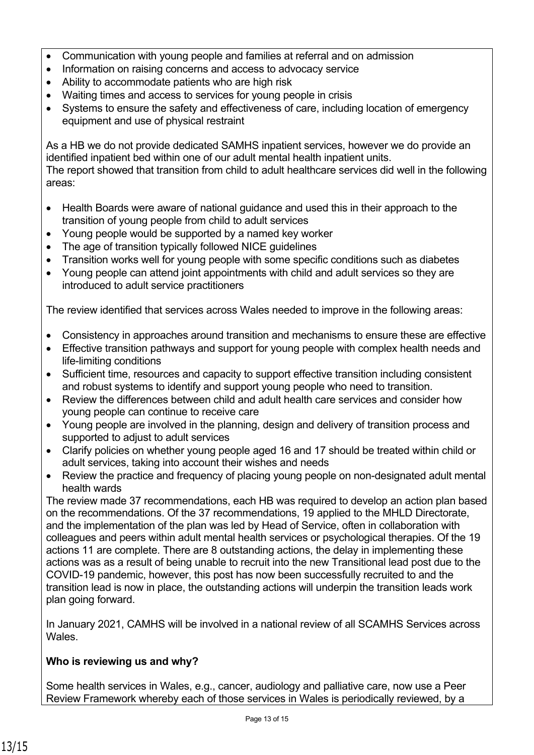- Communication with young people and families at referral and on admission
- Information on raising concerns and access to advocacy service
- Ability to accommodate patients who are high risk
- Waiting times and access to services for young people in crisis
- Systems to ensure the safety and effectiveness of care, including location of emergency equipment and use of physical restraint

As a HB we do not provide dedicated SAMHS inpatient services, however we do provide an identified inpatient bed within one of our adult mental health inpatient units.
The report showed that transition from child to adult healthcare services did well in the following areas:

- Health Boards were aware of national guidance and used this in their approach to the transition of young people from child to adult services
- Young people would be supported by a named key worker
- The age of transition typically followed NICE guidelines
- Transition works well for young people with some specific conditions such as diabetes
- Young people can attend joint appointments with child and adult services so they are introduced to adult service practitioners

The review identified that services across Wales needed to improve in the following areas:

- Consistency in approaches around transition and mechanisms to ensure these are effective
- Effective transition pathways and support for young people with complex health needs and life-limiting conditions
- Sufficient time, resources and capacity to support effective transition including consistent and robust systems to identify and support young people who need to transition.
- Review the differences between child and adult health care services and consider how young people can continue to receive care
- Young people are involved in the planning, design and delivery of transition process and supported to adjust to adult services
- Clarify policies on whether young people aged 16 and 17 should be treated within child or adult services, taking into account their wishes and needs
- Review the practice and frequency of placing young people on non-designated adult mental health wards

The review made 37 recommendations, each HB was required to develop an action plan based on the recommendations. Of the 37 recommendations, 19 applied to the MHLD Directorate, and the implementation of the plan was led by Head of Service, often in collaboration with colleagues and peers within adult mental health services or psychological therapies. Of the 19 actions 11 are complete. There are 8 outstanding actions, the delay in implementing these actions was as a result of being unable to recruit into the new Transitional lead post due to the COVID-19 pandemic, however, this post has now been successfully recruited to and the transition lead is now in place, the outstanding actions will underpin the transition leads work plan going forward.

In January 2021, CAMHS will be involved in a national review of all SCAMHS Services across Wales.

**Who is reviewing us and why?**

Some health services in Wales, e.g., cancer, audiology and palliative care, now use a Peer Review Framework whereby each of those services in Wales is periodically reviewed, by a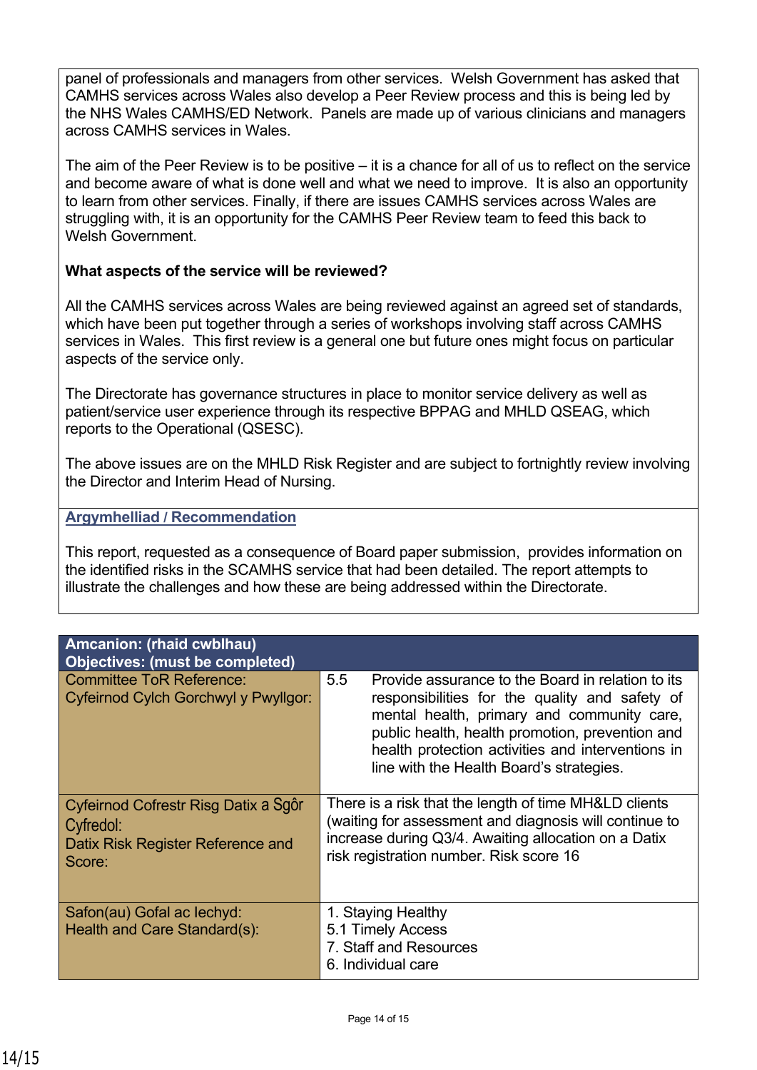panel of professionals and managers from other services. Welsh Government has asked that CAMHS services across Wales also develop a Peer Review process and this is being led by the NHS Wales CAMHS/ED Network. Panels are made up of various clinicians and managers across CAMHS services in Wales.

The aim of the Peer Review is to be positive – it is a chance for all of us to reflect on the service and become aware of what is done well and what we need to improve. It is also an opportunity to learn from other services. Finally, if there are issues CAMHS services across Wales are struggling with, it is an opportunity for the CAMHS Peer Review team to feed this back to Welsh Government.

**What aspects of the service will be reviewed?**

All the CAMHS services across Wales are being reviewed against an agreed set of standards, which have been put together through a series of workshops involving staff across CAMHS services in Wales. This first review is a general one but future ones might focus on particular aspects of the service only.

The Directorate has governance structures in place to monitor service delivery as well as patient/service user experience through its respective BPPAG and MHLD QSEAG, which reports to the Operational (QSESC).

The above issues are on the MHLD Risk Register and are subject to fortnightly review involving the Director and Interim Head of Nursing.

## Argymhelliad / Recommendation

This report, requested as a consequence of Board paper submission, provides information on the identified risks in the SCAMHS service that had been detailed. The report attempts to illustrate the challenges and how these are being addressed within the Directorate.

| **Amcanion: (rhaid cwblhau)<br>Objectives: (must be completed)** | |
|---|---|
| Committee ToR Reference:<br>Cyfeirnod Cylch Gorchwyl y Pwyllgor: | 5.5 Provide assurance to the Board in relation to its responsibilities for the quality and safety of mental health, primary and community care, public health, health promotion, prevention and health protection activities and interventions in line with the Health Board's strategies. |
| Cyfeirnod Cofrestr Risg Datix a Sgôr Cyfredol:<br>Datix Risk Register Reference and Score: | There is a risk that the length of time MH&LD clients (waiting for assessment and diagnosis will continue to increase during Q3/4. Awaiting allocation on a Datix risk registration number. Risk score 16 |
| Safon(au) Gofal ac Iechyd:<br>Health and Care Standard(s): | 1. Staying Healthy<br>5.1 Timely Access<br>7. Staff and Resources<br>6. Individual care |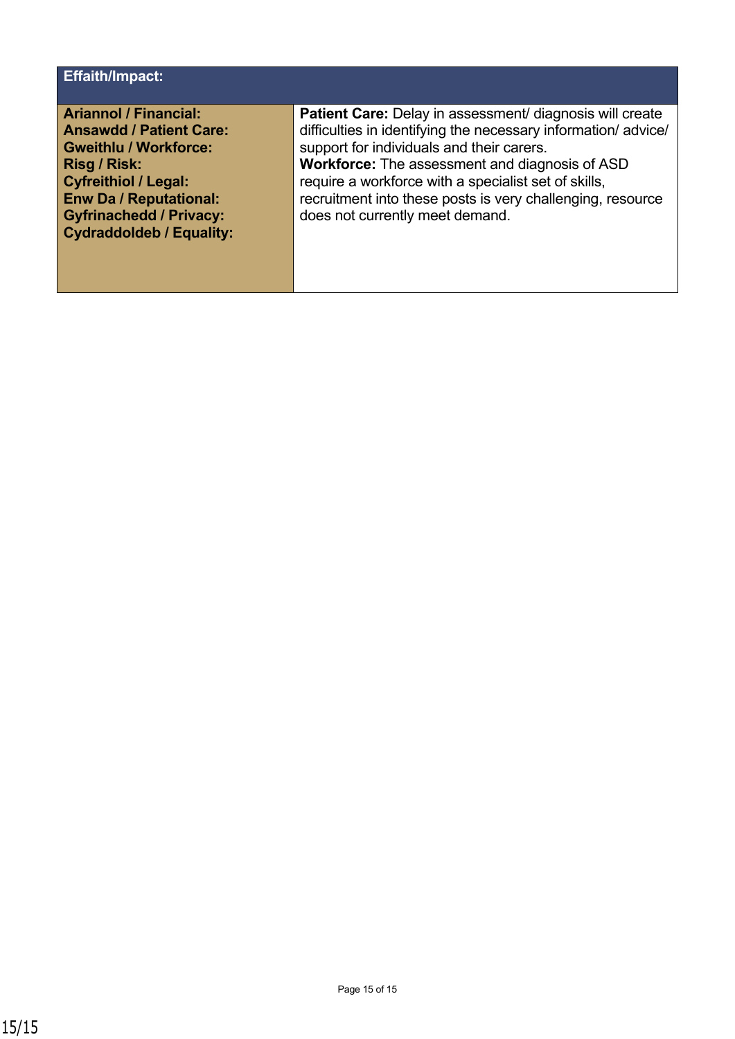| Effaith/Impact: | |
|---|---|
| **Ariannol / Financial:**<br>**Ansawdd / Patient Care:**<br>**Gweithlu / Workforce:**<br>**Risg / Risk:**<br>**Cyfreithiol / Legal:**<br>**Enw Da / Reputational:**<br>**Gyfrinachedd / Privacy:**<br>**Cydraddoldeb / Equality:** | **Patient Care:** Delay in assessment/ diagnosis will create difficulties in identifying the necessary information/ advice/ support for individuals and their carers.<br>**Workforce:** The assessment and diagnosis of ASD require a workforce with a specialist set of skills, recruitment into these posts is very challenging, resource does not currently meet demand. |